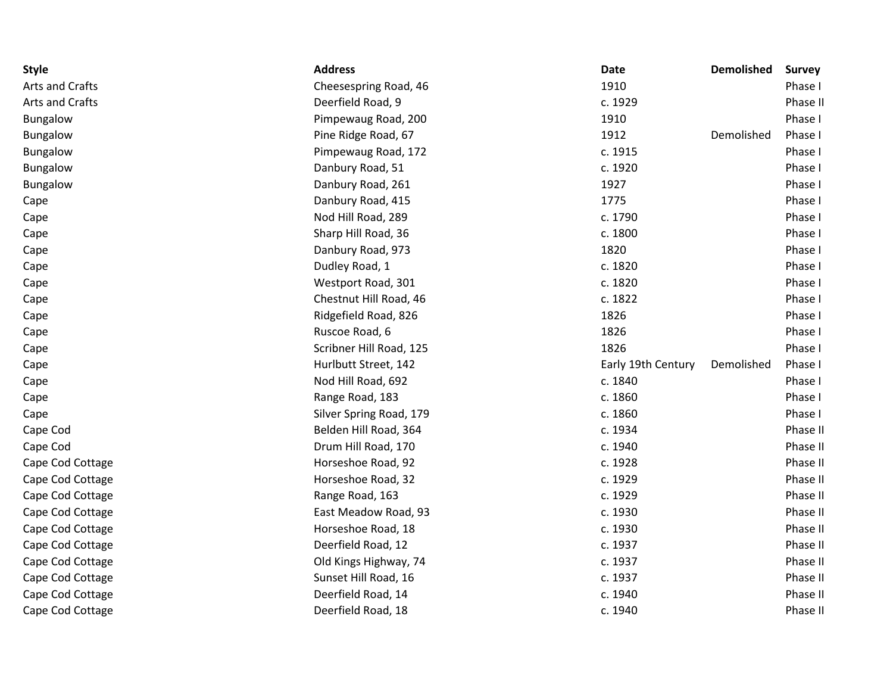| Style | Address | Date | Demolished | Survey |
|---|---|---|---|---|
| Arts and Crafts | Cheesespring Road, 46 | 1910 | | Phase I |
| Arts and Crafts | Deerfield Road, 9 | c. 1929 | | Phase II |
| Bungalow | Pimpewaug Road, 200 | 1910 | | Phase I |
| Bungalow | Pine Ridge Road, 67 | 1912 | Demolished | Phase I |
| Bungalow | Pimpewaug Road, 172 | c. 1915 | | Phase I |
| Bungalow | Danbury Road, 51 | c. 1920 | | Phase I |
| Bungalow | Danbury Road, 261 | 1927 | | Phase I |
| Cape | Danbury Road, 415 | 1775 | | Phase I |
| Cape | Nod Hill Road, 289 | c. 1790 | | Phase I |
| Cape | Sharp Hill Road, 36 | c. 1800 | | Phase I |
| Cape | Danbury Road, 973 | 1820 | | Phase I |
| Cape | Dudley Road, 1 | c. 1820 | | Phase I |
| Cape | Westport Road, 301 | c. 1820 | | Phase I |
| Cape | Chestnut Hill Road, 46 | c. 1822 | | Phase I |
| Cape | Ridgefield Road, 826 | 1826 | | Phase I |
| Cape | Ruscoe Road, 6 | 1826 | | Phase I |
| Cape | Scribner Hill Road, 125 | 1826 | | Phase I |
| Cape | Hurlbutt Street, 142 | Early 19th Century | Demolished | Phase I |
| Cape | Nod Hill Road, 692 | c. 1840 | | Phase I |
| Cape | Range Road, 183 | c. 1860 | | Phase I |
| Cape | Silver Spring Road, 179 | c. 1860 | | Phase I |
| Cape Cod | Belden Hill Road, 364 | c. 1934 | | Phase II |
| Cape Cod | Drum Hill Road, 170 | c. 1940 | | Phase II |
| Cape Cod Cottage | Horseshoe Road, 92 | c. 1928 | | Phase II |
| Cape Cod Cottage | Horseshoe Road, 32 | c. 1929 | | Phase II |
| Cape Cod Cottage | Range Road, 163 | c. 1929 | | Phase II |
| Cape Cod Cottage | East Meadow Road, 93 | c. 1930 | | Phase II |
| Cape Cod Cottage | Horseshoe Road, 18 | c. 1930 | | Phase II |
| Cape Cod Cottage | Deerfield Road, 12 | c. 1937 | | Phase II |
| Cape Cod Cottage | Old Kings Highway, 74 | c. 1937 | | Phase II |
| Cape Cod Cottage | Sunset Hill Road, 16 | c. 1937 | | Phase II |
| Cape Cod Cottage | Deerfield Road, 14 | c. 1940 | | Phase II |
| Cape Cod Cottage | Deerfield Road, 18 | c. 1940 | | Phase II |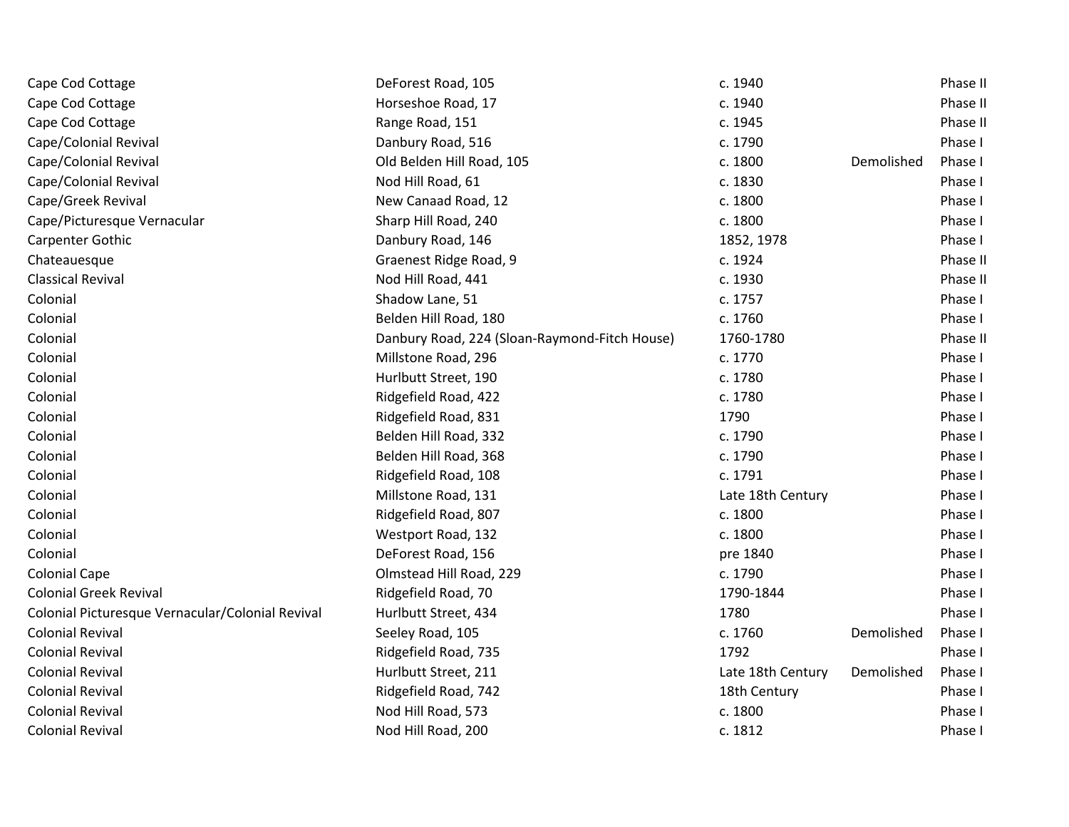| | | | | |
|---|---|---|---|---|
| Cape Cod Cottage | DeForest Road, 105 | c. 1940 | | Phase II |
| Cape Cod Cottage | Horseshoe Road, 17 | c. 1940 | | Phase II |
| Cape Cod Cottage | Range Road, 151 | c. 1945 | | Phase II |
| Cape/Colonial Revival | Danbury Road, 516 | c. 1790 | | Phase I |
| Cape/Colonial Revival | Old Belden Hill Road, 105 | c. 1800 | Demolished | Phase I |
| Cape/Colonial Revival | Nod Hill Road, 61 | c. 1830 | | Phase I |
| Cape/Greek Revival | New Canaad Road, 12 | c. 1800 | | Phase I |
| Cape/Picturesque Vernacular | Sharp Hill Road, 240 | c. 1800 | | Phase I |
| Carpenter Gothic | Danbury Road, 146 | 1852, 1978 | | Phase I |
| Chateauesque | Graenest Ridge Road, 9 | c. 1924 | | Phase II |
| Classical Revival | Nod Hill Road, 441 | c. 1930 | | Phase II |
| Colonial | Shadow Lane, 51 | c. 1757 | | Phase I |
| Colonial | Belden Hill Road, 180 | c. 1760 | | Phase I |
| Colonial | Danbury Road, 224 (Sloan-Raymond-Fitch House) | 1760-1780 | | Phase II |
| Colonial | Millstone Road, 296 | c. 1770 | | Phase I |
| Colonial | Hurlbutt Street, 190 | c. 1780 | | Phase I |
| Colonial | Ridgefield Road, 422 | c. 1780 | | Phase I |
| Colonial | Ridgefield Road, 831 | 1790 | | Phase I |
| Colonial | Belden Hill Road, 332 | c. 1790 | | Phase I |
| Colonial | Belden Hill Road, 368 | c. 1790 | | Phase I |
| Colonial | Ridgefield Road, 108 | c. 1791 | | Phase I |
| Colonial | Millstone Road, 131 | Late 18th Century | | Phase I |
| Colonial | Ridgefield Road, 807 | c. 1800 | | Phase I |
| Colonial | Westport Road, 132 | c. 1800 | | Phase I |
| Colonial | DeForest Road, 156 | pre 1840 | | Phase I |
| Colonial Cape | Olmstead Hill Road, 229 | c. 1790 | | Phase I |
| Colonial Greek Revival | Ridgefield Road, 70 | 1790-1844 | | Phase I |
| Colonial Picturesque Vernacular/Colonial Revival | Hurlbutt Street, 434 | 1780 | | Phase I |
| Colonial Revival | Seeley Road, 105 | c. 1760 | Demolished | Phase I |
| Colonial Revival | Ridgefield Road, 735 | 1792 | | Phase I |
| Colonial Revival | Hurlbutt Street, 211 | Late 18th Century | Demolished | Phase I |
| Colonial Revival | Ridgefield Road, 742 | 18th Century | | Phase I |
| Colonial Revival | Nod Hill Road, 573 | c. 1800 | | Phase I |
| Colonial Revival | Nod Hill Road, 200 | c. 1812 | | Phase I |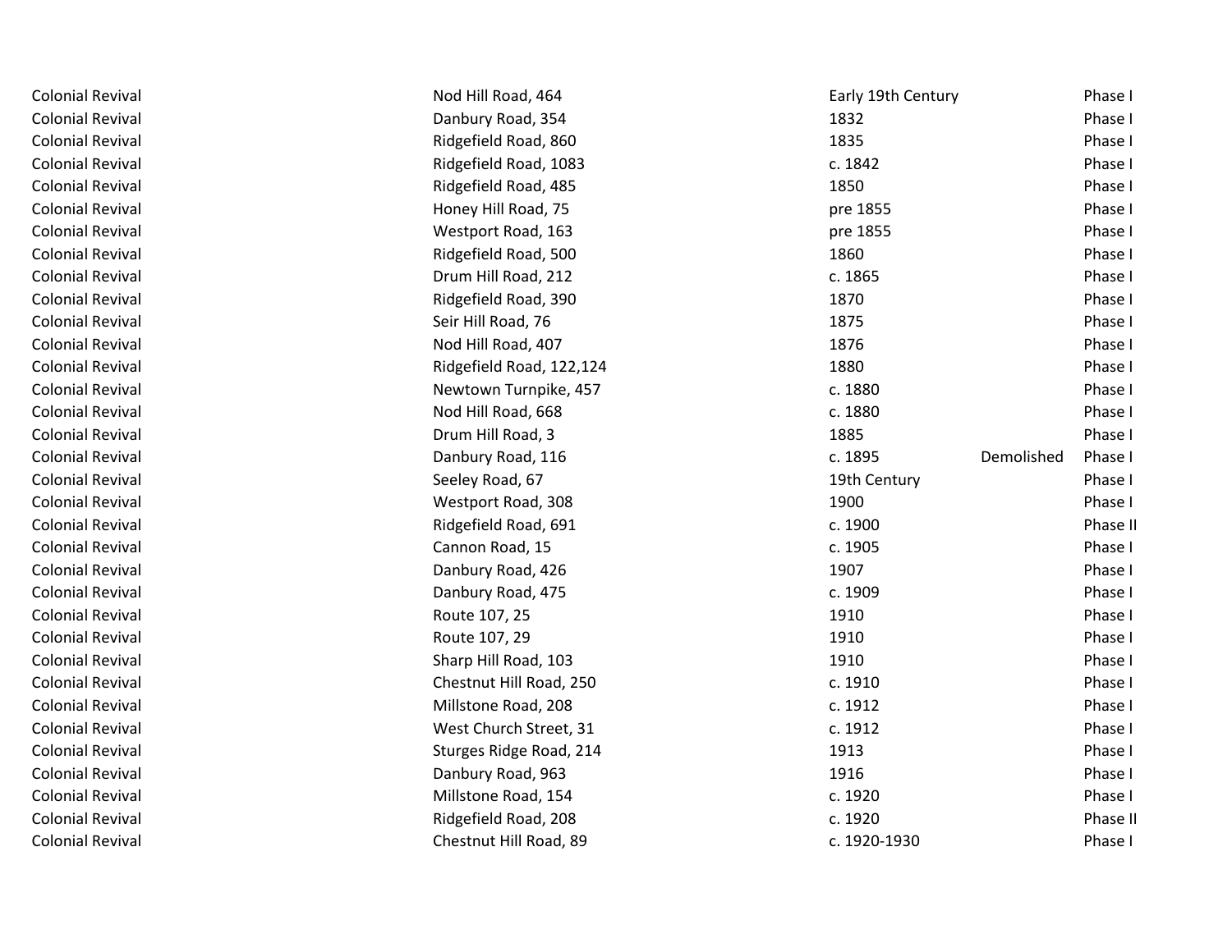| | | | | |
|---|---|---|---|---|
| Colonial Revival | Nod Hill Road, 464 | Early 19th Century | | Phase I |
| Colonial Revival | Danbury Road, 354 | 1832 | | Phase I |
| Colonial Revival | Ridgefield Road, 860 | 1835 | | Phase I |
| Colonial Revival | Ridgefield Road, 1083 | c. 1842 | | Phase I |
| Colonial Revival | Ridgefield Road, 485 | 1850 | | Phase I |
| Colonial Revival | Honey Hill Road, 75 | pre 1855 | | Phase I |
| Colonial Revival | Westport Road, 163 | pre 1855 | | Phase I |
| Colonial Revival | Ridgefield Road, 500 | 1860 | | Phase I |
| Colonial Revival | Drum Hill Road, 212 | c. 1865 | | Phase I |
| Colonial Revival | Ridgefield Road, 390 | 1870 | | Phase I |
| Colonial Revival | Seir Hill Road, 76 | 1875 | | Phase I |
| Colonial Revival | Nod Hill Road, 407 | 1876 | | Phase I |
| Colonial Revival | Ridgefield Road, 122,124 | 1880 | | Phase I |
| Colonial Revival | Newtown Turnpike, 457 | c. 1880 | | Phase I |
| Colonial Revival | Nod Hill Road, 668 | c. 1880 | | Phase I |
| Colonial Revival | Drum Hill Road, 3 | 1885 | | Phase I |
| Colonial Revival | Danbury Road, 116 | c. 1895 | Demolished | Phase I |
| Colonial Revival | Seeley Road, 67 | 19th Century | | Phase I |
| Colonial Revival | Westport Road, 308 | 1900 | | Phase I |
| Colonial Revival | Ridgefield Road, 691 | c. 1900 | | Phase II |
| Colonial Revival | Cannon Road, 15 | c. 1905 | | Phase I |
| Colonial Revival | Danbury Road, 426 | 1907 | | Phase I |
| Colonial Revival | Danbury Road, 475 | c. 1909 | | Phase I |
| Colonial Revival | Route 107, 25 | 1910 | | Phase I |
| Colonial Revival | Route 107, 29 | 1910 | | Phase I |
| Colonial Revival | Sharp Hill Road, 103 | 1910 | | Phase I |
| Colonial Revival | Chestnut Hill Road, 250 | c. 1910 | | Phase I |
| Colonial Revival | Millstone Road, 208 | c. 1912 | | Phase I |
| Colonial Revival | West Church Street, 31 | c. 1912 | | Phase I |
| Colonial Revival | Sturges Ridge Road, 214 | 1913 | | Phase I |
| Colonial Revival | Danbury Road, 963 | 1916 | | Phase I |
| Colonial Revival | Millstone Road, 154 | c. 1920 | | Phase I |
| Colonial Revival | Ridgefield Road, 208 | c. 1920 | | Phase II |
| Colonial Revival | Chestnut Hill Road, 89 | c. 1920-1930 | | Phase I |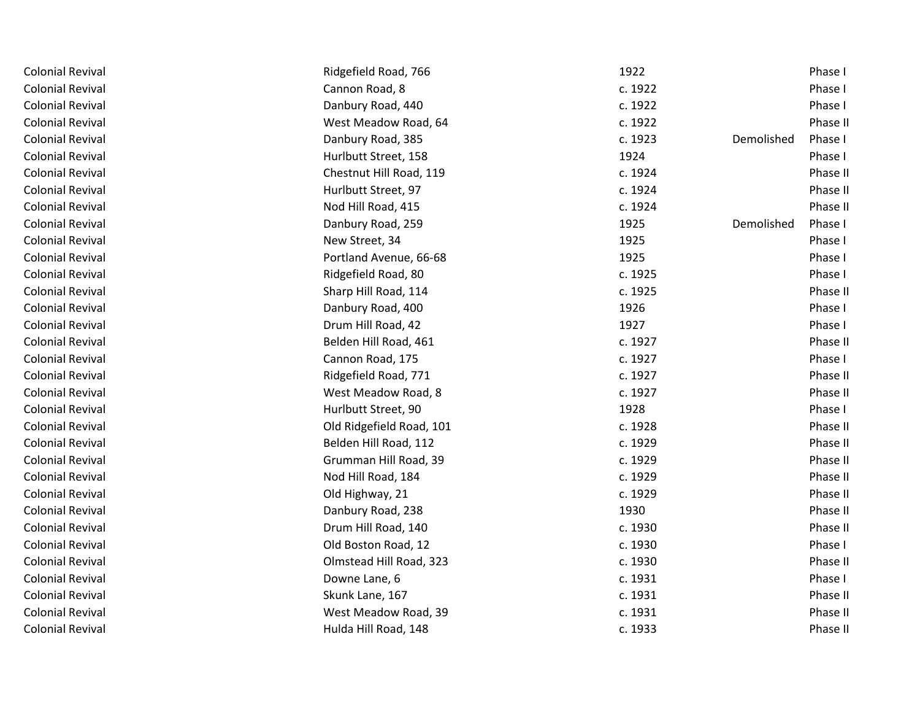| | | | | |
|---|---|---|---|---|
| Colonial Revival | Ridgefield Road, 766 | 1922 | | Phase I |
| Colonial Revival | Cannon Road, 8 | c. 1922 | | Phase I |
| Colonial Revival | Danbury Road, 440 | c. 1922 | | Phase I |
| Colonial Revival | West Meadow Road, 64 | c. 1922 | | Phase II |
| Colonial Revival | Danbury Road, 385 | c. 1923 | Demolished | Phase I |
| Colonial Revival | Hurlbutt Street, 158 | 1924 | | Phase I |
| Colonial Revival | Chestnut Hill Road, 119 | c. 1924 | | Phase II |
| Colonial Revival | Hurlbutt Street, 97 | c. 1924 | | Phase II |
| Colonial Revival | Nod Hill Road, 415 | c. 1924 | | Phase II |
| Colonial Revival | Danbury Road, 259 | 1925 | Demolished | Phase I |
| Colonial Revival | New Street, 34 | 1925 | | Phase I |
| Colonial Revival | Portland Avenue, 66-68 | 1925 | | Phase I |
| Colonial Revival | Ridgefield Road, 80 | c. 1925 | | Phase I |
| Colonial Revival | Sharp Hill Road, 114 | c. 1925 | | Phase II |
| Colonial Revival | Danbury Road, 400 | 1926 | | Phase I |
| Colonial Revival | Drum Hill Road, 42 | 1927 | | Phase I |
| Colonial Revival | Belden Hill Road, 461 | c. 1927 | | Phase II |
| Colonial Revival | Cannon Road, 175 | c. 1927 | | Phase I |
| Colonial Revival | Ridgefield Road, 771 | c. 1927 | | Phase II |
| Colonial Revival | West Meadow Road, 8 | c. 1927 | | Phase II |
| Colonial Revival | Hurlbutt Street, 90 | 1928 | | Phase I |
| Colonial Revival | Old Ridgefield Road, 101 | c. 1928 | | Phase II |
| Colonial Revival | Belden Hill Road, 112 | c. 1929 | | Phase II |
| Colonial Revival | Grumman Hill Road, 39 | c. 1929 | | Phase II |
| Colonial Revival | Nod Hill Road, 184 | c. 1929 | | Phase II |
| Colonial Revival | Old Highway, 21 | c. 1929 | | Phase II |
| Colonial Revival | Danbury Road, 238 | 1930 | | Phase II |
| Colonial Revival | Drum Hill Road, 140 | c. 1930 | | Phase II |
| Colonial Revival | Old Boston Road, 12 | c. 1930 | | Phase I |
| Colonial Revival | Olmstead Hill Road, 323 | c. 1930 | | Phase II |
| Colonial Revival | Downe Lane, 6 | c. 1931 | | Phase I |
| Colonial Revival | Skunk Lane, 167 | c. 1931 | | Phase II |
| Colonial Revival | West Meadow Road, 39 | c. 1931 | | Phase II |
| Colonial Revival | Hulda Hill Road, 148 | c. 1933 | | Phase II |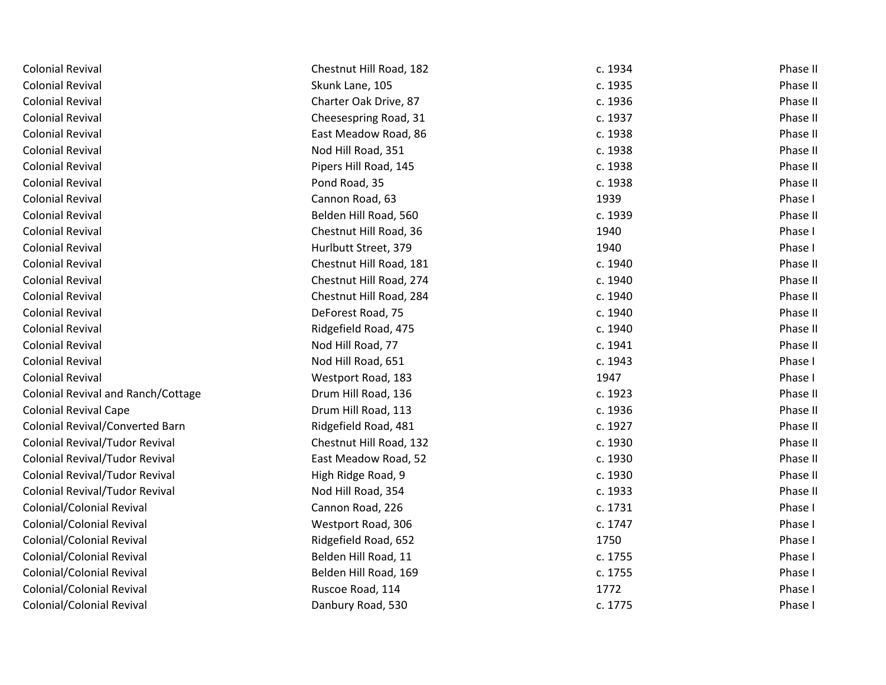| | | | |
|---|---|---|---|
| Colonial Revival | Chestnut Hill Road, 182 | c. 1934 | Phase II |
| Colonial Revival | Skunk Lane, 105 | c. 1935 | Phase II |
| Colonial Revival | Charter Oak Drive, 87 | c. 1936 | Phase II |
| Colonial Revival | Cheesespring Road, 31 | c. 1937 | Phase II |
| Colonial Revival | East Meadow Road, 86 | c. 1938 | Phase II |
| Colonial Revival | Nod Hill Road, 351 | c. 1938 | Phase II |
| Colonial Revival | Pipers Hill Road, 145 | c. 1938 | Phase II |
| Colonial Revival | Pond Road, 35 | c. 1938 | Phase II |
| Colonial Revival | Cannon Road, 63 | 1939 | Phase I |
| Colonial Revival | Belden Hill Road, 560 | c. 1939 | Phase II |
| Colonial Revival | Chestnut Hill Road, 36 | 1940 | Phase I |
| Colonial Revival | Hurlbutt Street, 379 | 1940 | Phase I |
| Colonial Revival | Chestnut Hill Road, 181 | c. 1940 | Phase II |
| Colonial Revival | Chestnut Hill Road, 274 | c. 1940 | Phase II |
| Colonial Revival | Chestnut Hill Road, 284 | c. 1940 | Phase II |
| Colonial Revival | DeForest Road, 75 | c. 1940 | Phase II |
| Colonial Revival | Ridgefield Road, 475 | c. 1940 | Phase II |
| Colonial Revival | Nod Hill Road, 77 | c. 1941 | Phase II |
| Colonial Revival | Nod Hill Road, 651 | c. 1943 | Phase I |
| Colonial Revival | Westport Road, 183 | 1947 | Phase I |
| Colonial Revival and Ranch/Cottage | Drum Hill Road, 136 | c. 1923 | Phase II |
| Colonial Revival Cape | Drum Hill Road, 113 | c. 1936 | Phase II |
| Colonial Revival/Converted Barn | Ridgefield Road, 481 | c. 1927 | Phase II |
| Colonial Revival/Tudor Revival | Chestnut Hill Road, 132 | c. 1930 | Phase II |
| Colonial Revival/Tudor Revival | East Meadow Road, 52 | c. 1930 | Phase II |
| Colonial Revival/Tudor Revival | High Ridge Road, 9 | c. 1930 | Phase II |
| Colonial Revival/Tudor Revival | Nod Hill Road, 354 | c. 1933 | Phase II |
| Colonial/Colonial Revival | Cannon Road, 226 | c. 1731 | Phase I |
| Colonial/Colonial Revival | Westport Road, 306 | c. 1747 | Phase I |
| Colonial/Colonial Revival | Ridgefield Road, 652 | 1750 | Phase I |
| Colonial/Colonial Revival | Belden Hill Road, 11 | c. 1755 | Phase I |
| Colonial/Colonial Revival | Belden Hill Road, 169 | c. 1755 | Phase I |
| Colonial/Colonial Revival | Ruscoe Road, 114 | 1772 | Phase I |
| Colonial/Colonial Revival | Danbury Road, 530 | c. 1775 | Phase I |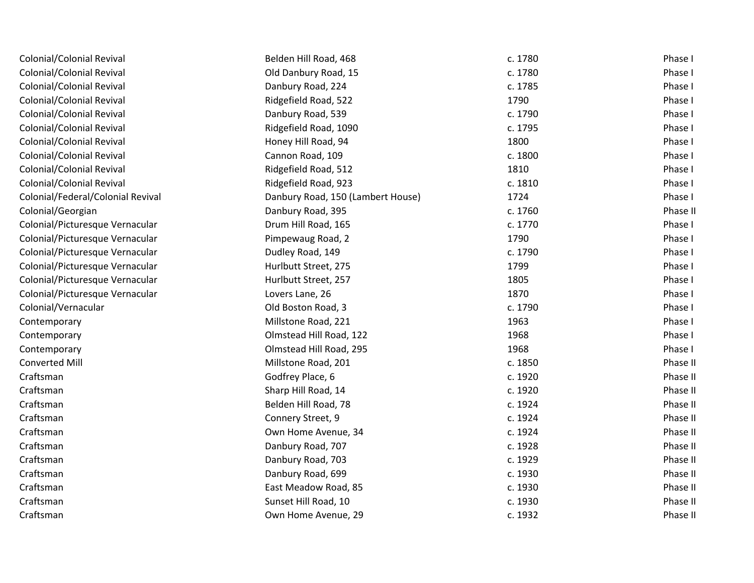| | | | |
|---|---|---|---|
| Colonial/Colonial Revival | Belden Hill Road, 468 | c. 1780 | Phase I |
| Colonial/Colonial Revival | Old Danbury Road, 15 | c. 1780 | Phase I |
| Colonial/Colonial Revival | Danbury Road, 224 | c. 1785 | Phase I |
| Colonial/Colonial Revival | Ridgefield Road, 522 | 1790 | Phase I |
| Colonial/Colonial Revival | Danbury Road, 539 | c. 1790 | Phase I |
| Colonial/Colonial Revival | Ridgefield Road, 1090 | c. 1795 | Phase I |
| Colonial/Colonial Revival | Honey Hill Road, 94 | 1800 | Phase I |
| Colonial/Colonial Revival | Cannon Road, 109 | c. 1800 | Phase I |
| Colonial/Colonial Revival | Ridgefield Road, 512 | 1810 | Phase I |
| Colonial/Colonial Revival | Ridgefield Road, 923 | c. 1810 | Phase I |
| Colonial/Federal/Colonial Revival | Danbury Road, 150 (Lambert House) | 1724 | Phase I |
| Colonial/Georgian | Danbury Road, 395 | c. 1760 | Phase II |
| Colonial/Picturesque Vernacular | Drum Hill Road, 165 | c. 1770 | Phase I |
| Colonial/Picturesque Vernacular | Pimpewaug Road, 2 | 1790 | Phase I |
| Colonial/Picturesque Vernacular | Dudley Road, 149 | c. 1790 | Phase I |
| Colonial/Picturesque Vernacular | Hurlbutt Street, 275 | 1799 | Phase I |
| Colonial/Picturesque Vernacular | Hurlbutt Street, 257 | 1805 | Phase I |
| Colonial/Picturesque Vernacular | Lovers Lane, 26 | 1870 | Phase I |
| Colonial/Vernacular | Old Boston Road, 3 | c. 1790 | Phase I |
| Contemporary | Millstone Road, 221 | 1963 | Phase I |
| Contemporary | Olmstead Hill Road, 122 | 1968 | Phase I |
| Contemporary | Olmstead Hill Road, 295 | 1968 | Phase I |
| Converted Mill | Millstone Road, 201 | c. 1850 | Phase II |
| Craftsman | Godfrey Place, 6 | c. 1920 | Phase II |
| Craftsman | Sharp Hill Road, 14 | c. 1920 | Phase II |
| Craftsman | Belden Hill Road, 78 | c. 1924 | Phase II |
| Craftsman | Connery Street, 9 | c. 1924 | Phase II |
| Craftsman | Own Home Avenue, 34 | c. 1924 | Phase II |
| Craftsman | Danbury Road, 707 | c. 1928 | Phase II |
| Craftsman | Danbury Road, 703 | c. 1929 | Phase II |
| Craftsman | Danbury Road, 699 | c. 1930 | Phase II |
| Craftsman | East Meadow Road, 85 | c. 1930 | Phase II |
| Craftsman | Sunset Hill Road, 10 | c. 1930 | Phase II |
| Craftsman | Own Home Avenue, 29 | c. 1932 | Phase II |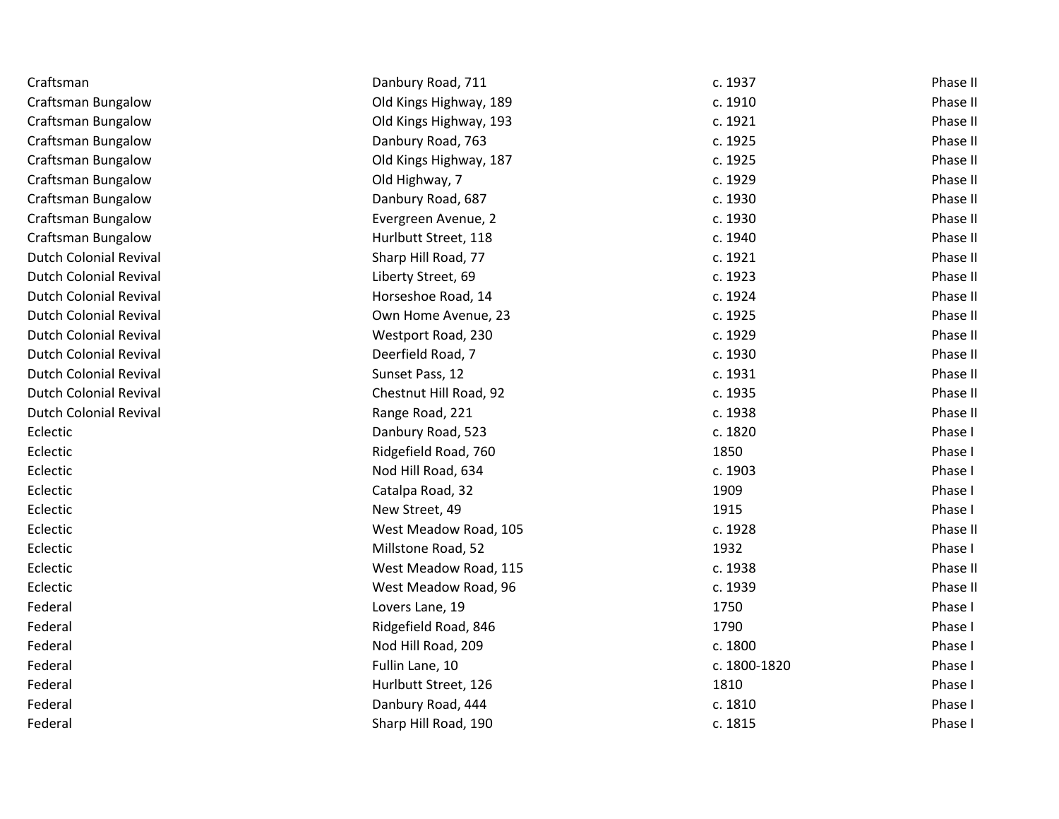| | | | |
|---|---|---|---|
| Craftsman | Danbury Road, 711 | c. 1937 | Phase II |
| Craftsman Bungalow | Old Kings Highway, 189 | c. 1910 | Phase II |
| Craftsman Bungalow | Old Kings Highway, 193 | c. 1921 | Phase II |
| Craftsman Bungalow | Danbury Road, 763 | c. 1925 | Phase II |
| Craftsman Bungalow | Old Kings Highway, 187 | c. 1925 | Phase II |
| Craftsman Bungalow | Old Highway, 7 | c. 1929 | Phase II |
| Craftsman Bungalow | Danbury Road, 687 | c. 1930 | Phase II |
| Craftsman Bungalow | Evergreen Avenue, 2 | c. 1930 | Phase II |
| Craftsman Bungalow | Hurlbutt Street, 118 | c. 1940 | Phase II |
| Dutch Colonial Revival | Sharp Hill Road, 77 | c. 1921 | Phase II |
| Dutch Colonial Revival | Liberty Street, 69 | c. 1923 | Phase II |
| Dutch Colonial Revival | Horseshoe Road, 14 | c. 1924 | Phase II |
| Dutch Colonial Revival | Own Home Avenue, 23 | c. 1925 | Phase II |
| Dutch Colonial Revival | Westport Road, 230 | c. 1929 | Phase II |
| Dutch Colonial Revival | Deerfield Road, 7 | c. 1930 | Phase II |
| Dutch Colonial Revival | Sunset Pass, 12 | c. 1931 | Phase II |
| Dutch Colonial Revival | Chestnut Hill Road, 92 | c. 1935 | Phase II |
| Dutch Colonial Revival | Range Road, 221 | c. 1938 | Phase II |
| Eclectic | Danbury Road, 523 | c. 1820 | Phase I |
| Eclectic | Ridgefield Road, 760 | 1850 | Phase I |
| Eclectic | Nod Hill Road, 634 | c. 1903 | Phase I |
| Eclectic | Catalpa Road, 32 | 1909 | Phase I |
| Eclectic | New Street, 49 | 1915 | Phase I |
| Eclectic | West Meadow Road, 105 | c. 1928 | Phase II |
| Eclectic | Millstone Road, 52 | 1932 | Phase I |
| Eclectic | West Meadow Road, 115 | c. 1938 | Phase II |
| Eclectic | West Meadow Road, 96 | c. 1939 | Phase II |
| Federal | Lovers Lane, 19 | 1750 | Phase I |
| Federal | Ridgefield Road, 846 | 1790 | Phase I |
| Federal | Nod Hill Road, 209 | c. 1800 | Phase I |
| Federal | Fullin Lane, 10 | c. 1800-1820 | Phase I |
| Federal | Hurlbutt Street, 126 | 1810 | Phase I |
| Federal | Danbury Road, 444 | c. 1810 | Phase I |
| Federal | Sharp Hill Road, 190 | c. 1815 | Phase I |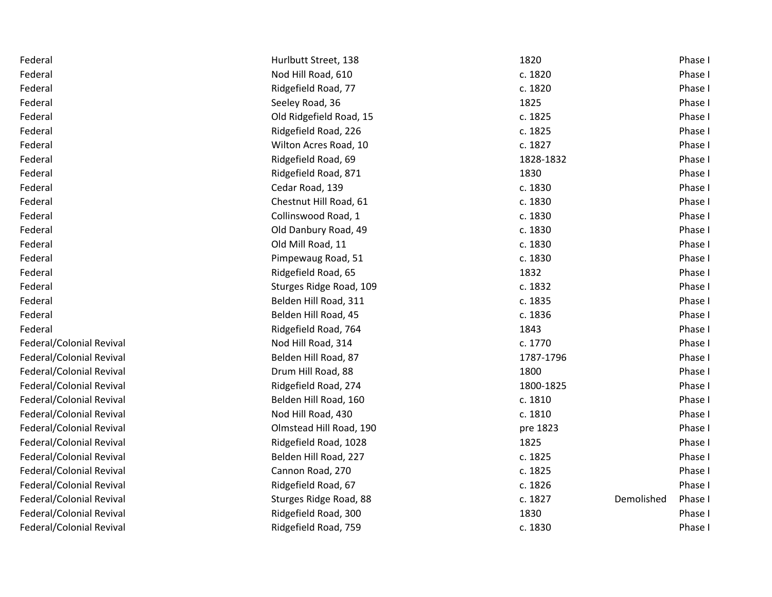| | | | | |
|---|---|---|---|---|
| Federal | Hurlbutt Street, 138 | 1820 | | Phase I |
| Federal | Nod Hill Road, 610 | c. 1820 | | Phase I |
| Federal | Ridgefield Road, 77 | c. 1820 | | Phase I |
| Federal | Seeley Road, 36 | 1825 | | Phase I |
| Federal | Old Ridgefield Road, 15 | c. 1825 | | Phase I |
| Federal | Ridgefield Road, 226 | c. 1825 | | Phase I |
| Federal | Wilton Acres Road, 10 | c. 1827 | | Phase I |
| Federal | Ridgefield Road, 69 | 1828-1832 | | Phase I |
| Federal | Ridgefield Road, 871 | 1830 | | Phase I |
| Federal | Cedar Road, 139 | c. 1830 | | Phase I |
| Federal | Chestnut Hill Road, 61 | c. 1830 | | Phase I |
| Federal | Collinswood Road, 1 | c. 1830 | | Phase I |
| Federal | Old Danbury Road, 49 | c. 1830 | | Phase I |
| Federal | Old Mill Road, 11 | c. 1830 | | Phase I |
| Federal | Pimpewaug Road, 51 | c. 1830 | | Phase I |
| Federal | Ridgefield Road, 65 | 1832 | | Phase I |
| Federal | Sturges Ridge Road, 109 | c. 1832 | | Phase I |
| Federal | Belden Hill Road, 311 | c. 1835 | | Phase I |
| Federal | Belden Hill Road, 45 | c. 1836 | | Phase I |
| Federal | Ridgefield Road, 764 | 1843 | | Phase I |
| Federal/Colonial Revival | Nod Hill Road, 314 | c. 1770 | | Phase I |
| Federal/Colonial Revival | Belden Hill Road, 87 | 1787-1796 | | Phase I |
| Federal/Colonial Revival | Drum Hill Road, 88 | 1800 | | Phase I |
| Federal/Colonial Revival | Ridgefield Road, 274 | 1800-1825 | | Phase I |
| Federal/Colonial Revival | Belden Hill Road, 160 | c. 1810 | | Phase I |
| Federal/Colonial Revival | Nod Hill Road, 430 | c. 1810 | | Phase I |
| Federal/Colonial Revival | Olmstead Hill Road, 190 | pre 1823 | | Phase I |
| Federal/Colonial Revival | Ridgefield Road, 1028 | 1825 | | Phase I |
| Federal/Colonial Revival | Belden Hill Road, 227 | c. 1825 | | Phase I |
| Federal/Colonial Revival | Cannon Road, 270 | c. 1825 | | Phase I |
| Federal/Colonial Revival | Ridgefield Road, 67 | c. 1826 | | Phase I |
| Federal/Colonial Revival | Sturges Ridge Road, 88 | c. 1827 | Demolished | Phase I |
| Federal/Colonial Revival | Ridgefield Road, 300 | 1830 | | Phase I |
| Federal/Colonial Revival | Ridgefield Road, 759 | c. 1830 | | Phase I |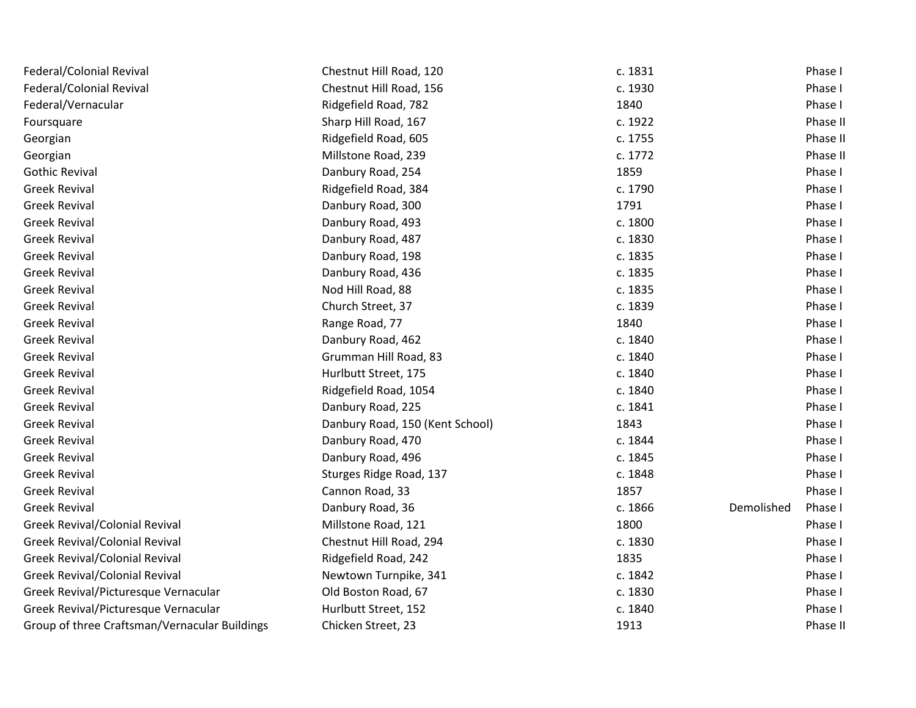| | | | | |
|---|---|---|---|---|
| Federal/Colonial Revival | Chestnut Hill Road, 120 | c. 1831 | | Phase I |
| Federal/Colonial Revival | Chestnut Hill Road, 156 | c. 1930 | | Phase I |
| Federal/Vernacular | Ridgefield Road, 782 | 1840 | | Phase I |
| Foursquare | Sharp Hill Road, 167 | c. 1922 | | Phase II |
| Georgian | Ridgefield Road, 605 | c. 1755 | | Phase II |
| Georgian | Millstone Road, 239 | c. 1772 | | Phase II |
| Gothic Revival | Danbury Road, 254 | 1859 | | Phase I |
| Greek Revival | Ridgefield Road, 384 | c. 1790 | | Phase I |
| Greek Revival | Danbury Road, 300 | 1791 | | Phase I |
| Greek Revival | Danbury Road, 493 | c. 1800 | | Phase I |
| Greek Revival | Danbury Road, 487 | c. 1830 | | Phase I |
| Greek Revival | Danbury Road, 198 | c. 1835 | | Phase I |
| Greek Revival | Danbury Road, 436 | c. 1835 | | Phase I |
| Greek Revival | Nod Hill Road, 88 | c. 1835 | | Phase I |
| Greek Revival | Church Street, 37 | c. 1839 | | Phase I |
| Greek Revival | Range Road, 77 | 1840 | | Phase I |
| Greek Revival | Danbury Road, 462 | c. 1840 | | Phase I |
| Greek Revival | Grumman Hill Road, 83 | c. 1840 | | Phase I |
| Greek Revival | Hurlbutt Street, 175 | c. 1840 | | Phase I |
| Greek Revival | Ridgefield Road, 1054 | c. 1840 | | Phase I |
| Greek Revival | Danbury Road, 225 | c. 1841 | | Phase I |
| Greek Revival | Danbury Road, 150 (Kent School) | 1843 | | Phase I |
| Greek Revival | Danbury Road, 470 | c. 1844 | | Phase I |
| Greek Revival | Danbury Road, 496 | c. 1845 | | Phase I |
| Greek Revival | Sturges Ridge Road, 137 | c. 1848 | | Phase I |
| Greek Revival | Cannon Road, 33 | 1857 | | Phase I |
| Greek Revival | Danbury Road, 36 | c. 1866 | Demolished | Phase I |
| Greek Revival/Colonial Revival | Millstone Road, 121 | 1800 | | Phase I |
| Greek Revival/Colonial Revival | Chestnut Hill Road, 294 | c. 1830 | | Phase I |
| Greek Revival/Colonial Revival | Ridgefield Road, 242 | 1835 | | Phase I |
| Greek Revival/Colonial Revival | Newtown Turnpike, 341 | c. 1842 | | Phase I |
| Greek Revival/Picturesque Vernacular | Old Boston Road, 67 | c. 1830 | | Phase I |
| Greek Revival/Picturesque Vernacular | Hurlbutt Street, 152 | c. 1840 | | Phase I |
| Group of three Craftsman/Vernacular Buildings | Chicken Street, 23 | 1913 | | Phase II |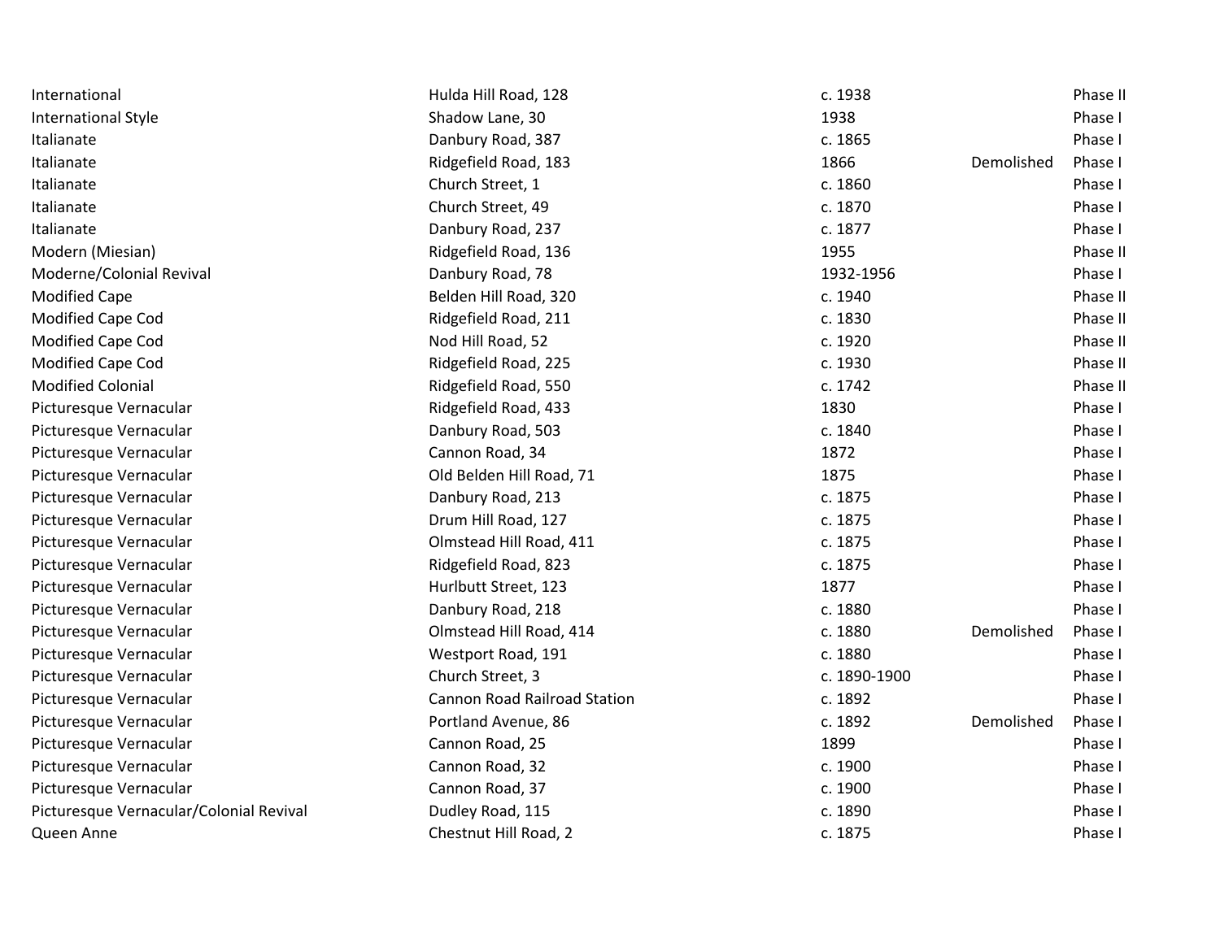| | | | | |
|---|---|---|---|---|
| International | Hulda Hill Road, 128 | c. 1938 | | Phase II |
| International Style | Shadow Lane, 30 | 1938 | | Phase I |
| Italianate | Danbury Road, 387 | c. 1865 | | Phase I |
| Italianate | Ridgefield Road, 183 | 1866 | Demolished | Phase I |
| Italianate | Church Street, 1 | c. 1860 | | Phase I |
| Italianate | Church Street, 49 | c. 1870 | | Phase I |
| Italianate | Danbury Road, 237 | c. 1877 | | Phase I |
| Modern (Miesian) | Ridgefield Road, 136 | 1955 | | Phase II |
| Moderne/Colonial Revival | Danbury Road, 78 | 1932-1956 | | Phase I |
| Modified Cape | Belden Hill Road, 320 | c. 1940 | | Phase II |
| Modified Cape Cod | Ridgefield Road, 211 | c. 1830 | | Phase II |
| Modified Cape Cod | Nod Hill Road, 52 | c. 1920 | | Phase II |
| Modified Cape Cod | Ridgefield Road, 225 | c. 1930 | | Phase II |
| Modified Colonial | Ridgefield Road, 550 | c. 1742 | | Phase II |
| Picturesque Vernacular | Ridgefield Road, 433 | 1830 | | Phase I |
| Picturesque Vernacular | Danbury Road, 503 | c. 1840 | | Phase I |
| Picturesque Vernacular | Cannon Road, 34 | 1872 | | Phase I |
| Picturesque Vernacular | Old Belden Hill Road, 71 | 1875 | | Phase I |
| Picturesque Vernacular | Danbury Road, 213 | c. 1875 | | Phase I |
| Picturesque Vernacular | Drum Hill Road, 127 | c. 1875 | | Phase I |
| Picturesque Vernacular | Olmstead Hill Road, 411 | c. 1875 | | Phase I |
| Picturesque Vernacular | Ridgefield Road, 823 | c. 1875 | | Phase I |
| Picturesque Vernacular | Hurlbutt Street, 123 | 1877 | | Phase I |
| Picturesque Vernacular | Danbury Road, 218 | c. 1880 | | Phase I |
| Picturesque Vernacular | Olmstead Hill Road, 414 | c. 1880 | Demolished | Phase I |
| Picturesque Vernacular | Westport Road, 191 | c. 1880 | | Phase I |
| Picturesque Vernacular | Church Street, 3 | c. 1890-1900 | | Phase I |
| Picturesque Vernacular | Cannon Road Railroad Station | c. 1892 | | Phase I |
| Picturesque Vernacular | Portland Avenue, 86 | c. 1892 | Demolished | Phase I |
| Picturesque Vernacular | Cannon Road, 25 | 1899 | | Phase I |
| Picturesque Vernacular | Cannon Road, 32 | c. 1900 | | Phase I |
| Picturesque Vernacular | Cannon Road, 37 | c. 1900 | | Phase I |
| Picturesque Vernacular/Colonial Revival | Dudley Road, 115 | c. 1890 | | Phase I |
| Queen Anne | Chestnut Hill Road, 2 | c. 1875 | | Phase I |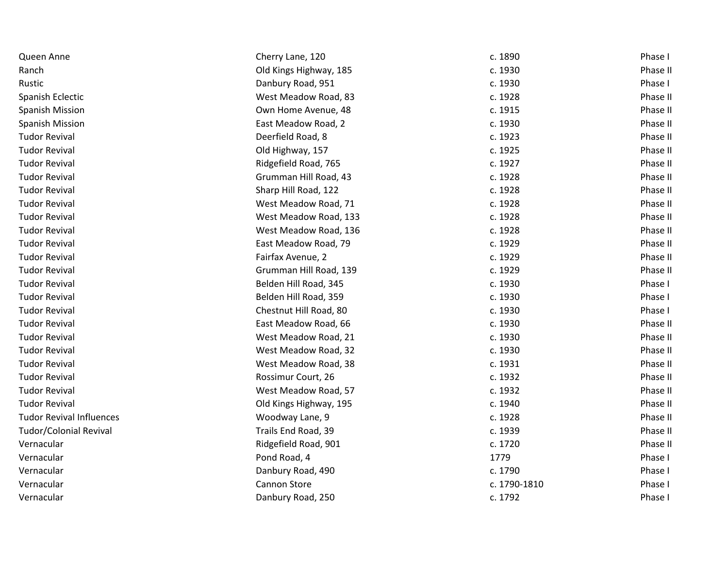| | | | |
|---|---|---|---|
| Queen Anne | Cherry Lane, 120 | c. 1890 | Phase I |
| Ranch | Old Kings Highway, 185 | c. 1930 | Phase II |
| Rustic | Danbury Road, 951 | c. 1930 | Phase I |
| Spanish Eclectic | West Meadow Road, 83 | c. 1928 | Phase II |
| Spanish Mission | Own Home Avenue, 48 | c. 1915 | Phase II |
| Spanish Mission | East Meadow Road, 2 | c. 1930 | Phase II |
| Tudor Revival | Deerfield Road, 8 | c. 1923 | Phase II |
| Tudor Revival | Old Highway, 157 | c. 1925 | Phase II |
| Tudor Revival | Ridgefield Road, 765 | c. 1927 | Phase II |
| Tudor Revival | Grumman Hill Road, 43 | c. 1928 | Phase II |
| Tudor Revival | Sharp Hill Road, 122 | c. 1928 | Phase II |
| Tudor Revival | West Meadow Road, 71 | c. 1928 | Phase II |
| Tudor Revival | West Meadow Road, 133 | c. 1928 | Phase II |
| Tudor Revival | West Meadow Road, 136 | c. 1928 | Phase II |
| Tudor Revival | East Meadow Road, 79 | c. 1929 | Phase II |
| Tudor Revival | Fairfax Avenue, 2 | c. 1929 | Phase II |
| Tudor Revival | Grumman Hill Road, 139 | c. 1929 | Phase II |
| Tudor Revival | Belden Hill Road, 345 | c. 1930 | Phase I |
| Tudor Revival | Belden Hill Road, 359 | c. 1930 | Phase I |
| Tudor Revival | Chestnut Hill Road, 80 | c. 1930 | Phase I |
| Tudor Revival | East Meadow Road, 66 | c. 1930 | Phase II |
| Tudor Revival | West Meadow Road, 21 | c. 1930 | Phase II |
| Tudor Revival | West Meadow Road, 32 | c. 1930 | Phase II |
| Tudor Revival | West Meadow Road, 38 | c. 1931 | Phase II |
| Tudor Revival | Rossimur Court, 26 | c. 1932 | Phase II |
| Tudor Revival | West Meadow Road, 57 | c. 1932 | Phase II |
| Tudor Revival | Old Kings Highway, 195 | c. 1940 | Phase II |
| Tudor Revival Influences | Woodway Lane, 9 | c. 1928 | Phase II |
| Tudor/Colonial Revival | Trails End Road, 39 | c. 1939 | Phase II |
| Vernacular | Ridgefield Road, 901 | c. 1720 | Phase II |
| Vernacular | Pond Road, 4 | 1779 | Phase I |
| Vernacular | Danbury Road, 490 | c. 1790 | Phase I |
| Vernacular | Cannon Store | c. 1790-1810 | Phase I |
| Vernacular | Danbury Road, 250 | c. 1792 | Phase I |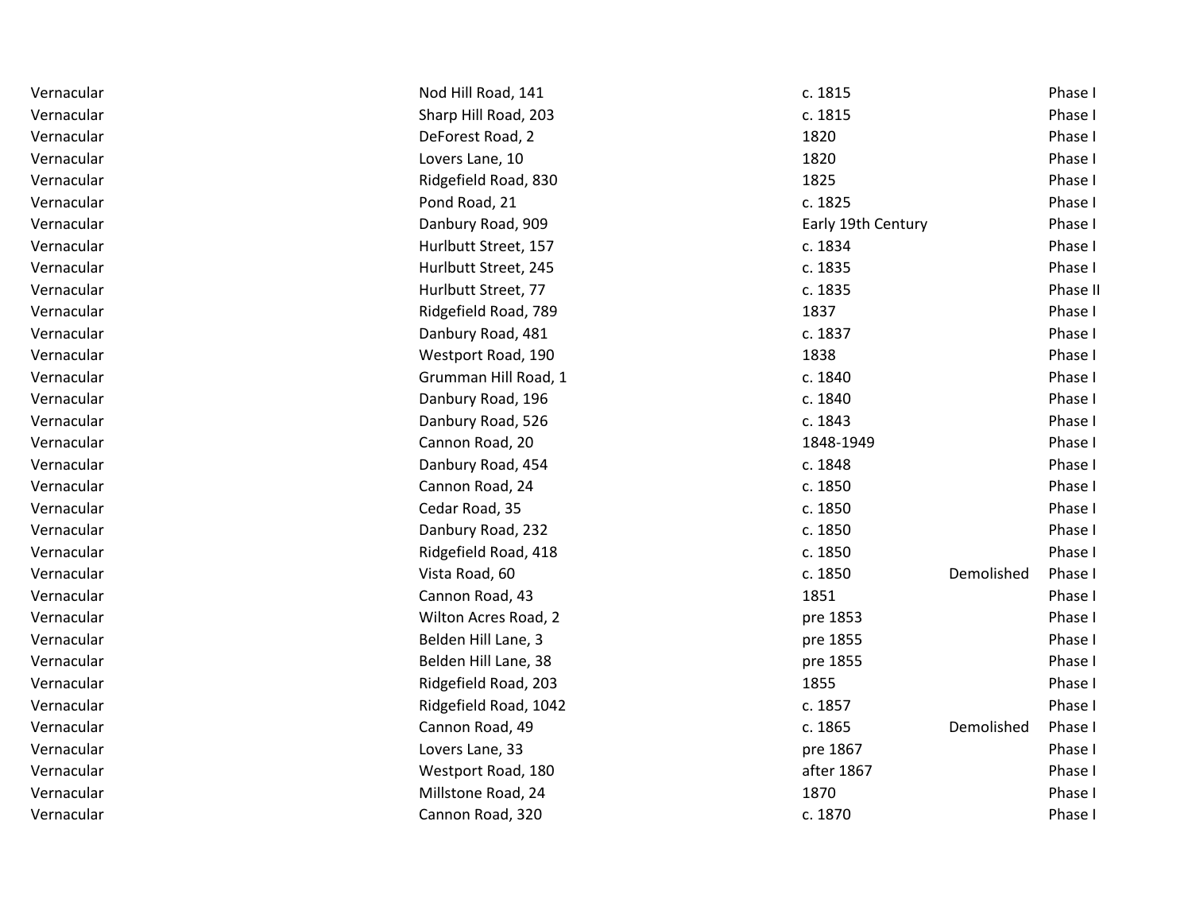| | | | | |
|---|---|---|---|---|
| Vernacular | Nod Hill Road, 141 | c. 1815 | | Phase I |
| Vernacular | Sharp Hill Road, 203 | c. 1815 | | Phase I |
| Vernacular | DeForest Road, 2 | 1820 | | Phase I |
| Vernacular | Lovers Lane, 10 | 1820 | | Phase I |
| Vernacular | Ridgefield Road, 830 | 1825 | | Phase I |
| Vernacular | Pond Road, 21 | c. 1825 | | Phase I |
| Vernacular | Danbury Road, 909 | Early 19th Century | | Phase I |
| Vernacular | Hurlbutt Street, 157 | c. 1834 | | Phase I |
| Vernacular | Hurlbutt Street, 245 | c. 1835 | | Phase I |
| Vernacular | Hurlbutt Street, 77 | c. 1835 | | Phase II |
| Vernacular | Ridgefield Road, 789 | 1837 | | Phase I |
| Vernacular | Danbury Road, 481 | c. 1837 | | Phase I |
| Vernacular | Westport Road, 190 | 1838 | | Phase I |
| Vernacular | Grumman Hill Road, 1 | c. 1840 | | Phase I |
| Vernacular | Danbury Road, 196 | c. 1840 | | Phase I |
| Vernacular | Danbury Road, 526 | c. 1843 | | Phase I |
| Vernacular | Cannon Road, 20 | 1848-1949 | | Phase I |
| Vernacular | Danbury Road, 454 | c. 1848 | | Phase I |
| Vernacular | Cannon Road, 24 | c. 1850 | | Phase I |
| Vernacular | Cedar Road, 35 | c. 1850 | | Phase I |
| Vernacular | Danbury Road, 232 | c. 1850 | | Phase I |
| Vernacular | Ridgefield Road, 418 | c. 1850 | | Phase I |
| Vernacular | Vista Road, 60 | c. 1850 | Demolished | Phase I |
| Vernacular | Cannon Road, 43 | 1851 | | Phase I |
| Vernacular | Wilton Acres Road, 2 | pre 1853 | | Phase I |
| Vernacular | Belden Hill Lane, 3 | pre 1855 | | Phase I |
| Vernacular | Belden Hill Lane, 38 | pre 1855 | | Phase I |
| Vernacular | Ridgefield Road, 203 | 1855 | | Phase I |
| Vernacular | Ridgefield Road, 1042 | c. 1857 | | Phase I |
| Vernacular | Cannon Road, 49 | c. 1865 | Demolished | Phase I |
| Vernacular | Lovers Lane, 33 | pre 1867 | | Phase I |
| Vernacular | Westport Road, 180 | after 1867 | | Phase I |
| Vernacular | Millstone Road, 24 | 1870 | | Phase I |
| Vernacular | Cannon Road, 320 | c. 1870 | | Phase I |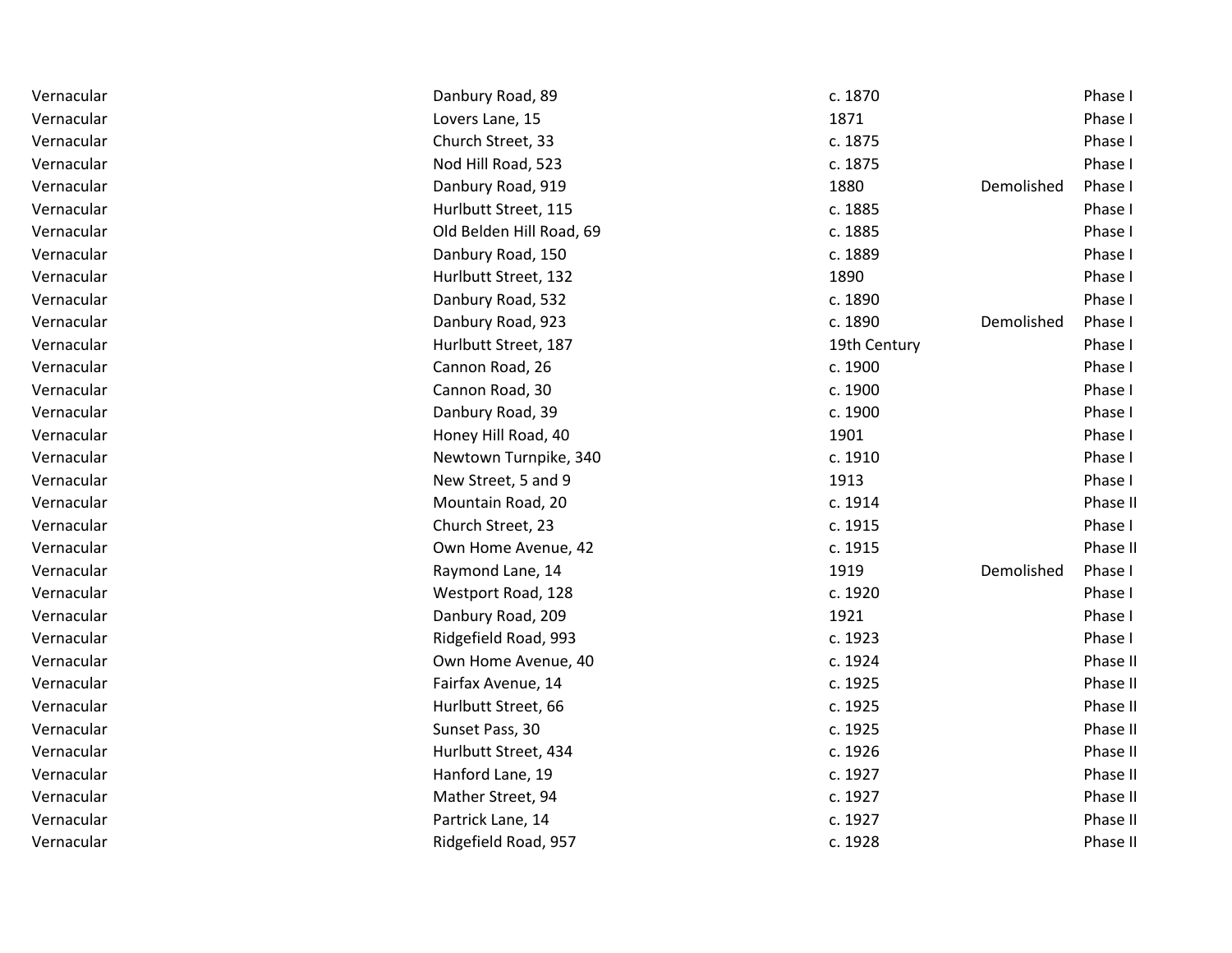| | | | | |
|---|---|---|---|---|
| Vernacular | Danbury Road, 89 | c. 1870 | | Phase I |
| Vernacular | Lovers Lane, 15 | 1871 | | Phase I |
| Vernacular | Church Street, 33 | c. 1875 | | Phase I |
| Vernacular | Nod Hill Road, 523 | c. 1875 | | Phase I |
| Vernacular | Danbury Road, 919 | 1880 | Demolished | Phase I |
| Vernacular | Hurlbutt Street, 115 | c. 1885 | | Phase I |
| Vernacular | Old Belden Hill Road, 69 | c. 1885 | | Phase I |
| Vernacular | Danbury Road, 150 | c. 1889 | | Phase I |
| Vernacular | Hurlbutt Street, 132 | 1890 | | Phase I |
| Vernacular | Danbury Road, 532 | c. 1890 | | Phase I |
| Vernacular | Danbury Road, 923 | c. 1890 | Demolished | Phase I |
| Vernacular | Hurlbutt Street, 187 | 19th Century | | Phase I |
| Vernacular | Cannon Road, 26 | c. 1900 | | Phase I |
| Vernacular | Cannon Road, 30 | c. 1900 | | Phase I |
| Vernacular | Danbury Road, 39 | c. 1900 | | Phase I |
| Vernacular | Honey Hill Road, 40 | 1901 | | Phase I |
| Vernacular | Newtown Turnpike, 340 | c. 1910 | | Phase I |
| Vernacular | New Street, 5 and 9 | 1913 | | Phase I |
| Vernacular | Mountain Road, 20 | c. 1914 | | Phase II |
| Vernacular | Church Street, 23 | c. 1915 | | Phase I |
| Vernacular | Own Home Avenue, 42 | c. 1915 | | Phase II |
| Vernacular | Raymond Lane, 14 | 1919 | Demolished | Phase I |
| Vernacular | Westport Road, 128 | c. 1920 | | Phase I |
| Vernacular | Danbury Road, 209 | 1921 | | Phase I |
| Vernacular | Ridgefield Road, 993 | c. 1923 | | Phase I |
| Vernacular | Own Home Avenue, 40 | c. 1924 | | Phase II |
| Vernacular | Fairfax Avenue, 14 | c. 1925 | | Phase II |
| Vernacular | Hurlbutt Street, 66 | c. 1925 | | Phase II |
| Vernacular | Sunset Pass, 30 | c. 1925 | | Phase II |
| Vernacular | Hurlbutt Street, 434 | c. 1926 | | Phase II |
| Vernacular | Hanford Lane, 19 | c. 1927 | | Phase II |
| Vernacular | Mather Street, 94 | c. 1927 | | Phase II |
| Vernacular | Partrick Lane, 14 | c. 1927 | | Phase II |
| Vernacular | Ridgefield Road, 957 | c. 1928 | | Phase II |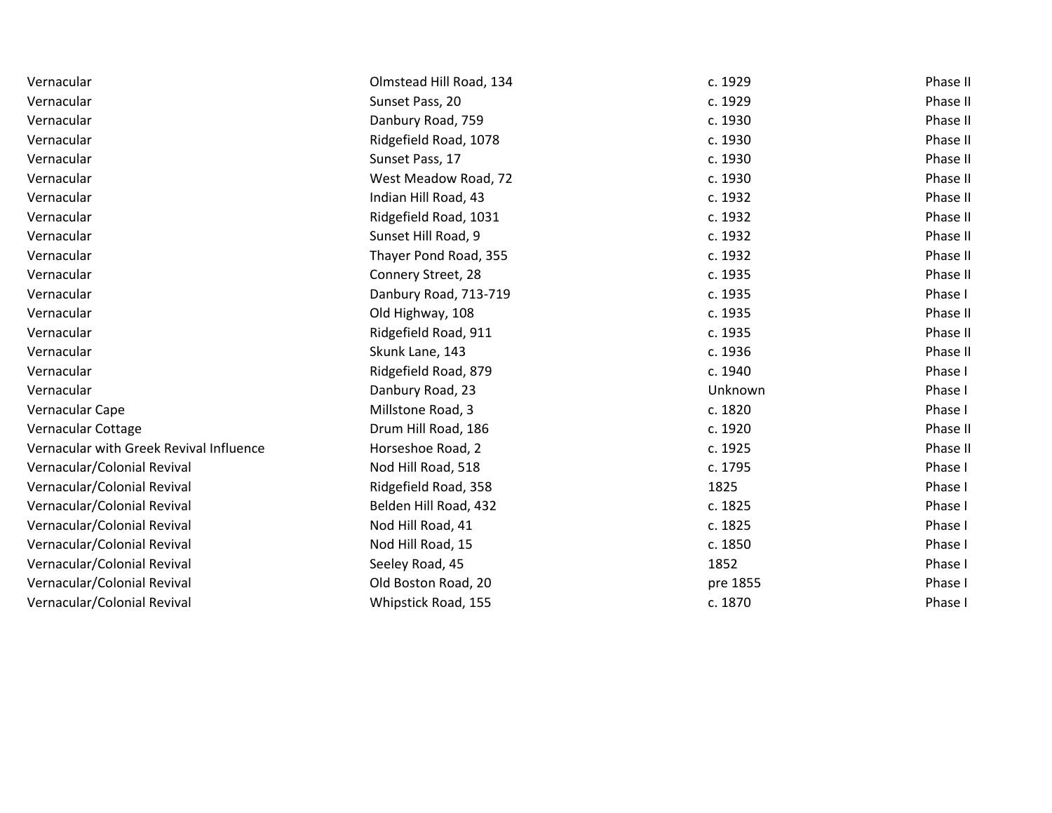| | | | |
|---|---|---|---|
| Vernacular | Olmstead Hill Road, 134 | c. 1929 | Phase II |
| Vernacular | Sunset Pass, 20 | c. 1929 | Phase II |
| Vernacular | Danbury Road, 759 | c. 1930 | Phase II |
| Vernacular | Ridgefield Road, 1078 | c. 1930 | Phase II |
| Vernacular | Sunset Pass, 17 | c. 1930 | Phase II |
| Vernacular | West Meadow Road, 72 | c. 1930 | Phase II |
| Vernacular | Indian Hill Road, 43 | c. 1932 | Phase II |
| Vernacular | Ridgefield Road, 1031 | c. 1932 | Phase II |
| Vernacular | Sunset Hill Road, 9 | c. 1932 | Phase II |
| Vernacular | Thayer Pond Road, 355 | c. 1932 | Phase II |
| Vernacular | Connery Street, 28 | c. 1935 | Phase II |
| Vernacular | Danbury Road, 713-719 | c. 1935 | Phase I |
| Vernacular | Old Highway, 108 | c. 1935 | Phase II |
| Vernacular | Ridgefield Road, 911 | c. 1935 | Phase II |
| Vernacular | Skunk Lane, 143 | c. 1936 | Phase II |
| Vernacular | Ridgefield Road, 879 | c. 1940 | Phase I |
| Vernacular | Danbury Road, 23 | Unknown | Phase I |
| Vernacular Cape | Millstone Road, 3 | c. 1820 | Phase I |
| Vernacular Cottage | Drum Hill Road, 186 | c. 1920 | Phase II |
| Vernacular with Greek Revival Influence | Horseshoe Road, 2 | c. 1925 | Phase II |
| Vernacular/Colonial Revival | Nod Hill Road, 518 | c. 1795 | Phase I |
| Vernacular/Colonial Revival | Ridgefield Road, 358 | 1825 | Phase I |
| Vernacular/Colonial Revival | Belden Hill Road, 432 | c. 1825 | Phase I |
| Vernacular/Colonial Revival | Nod Hill Road, 41 | c. 1825 | Phase I |
| Vernacular/Colonial Revival | Nod Hill Road, 15 | c. 1850 | Phase I |
| Vernacular/Colonial Revival | Seeley Road, 45 | 1852 | Phase I |
| Vernacular/Colonial Revival | Old Boston Road, 20 | pre 1855 | Phase I |
| Vernacular/Colonial Revival | Whipstick Road, 155 | c. 1870 | Phase I |